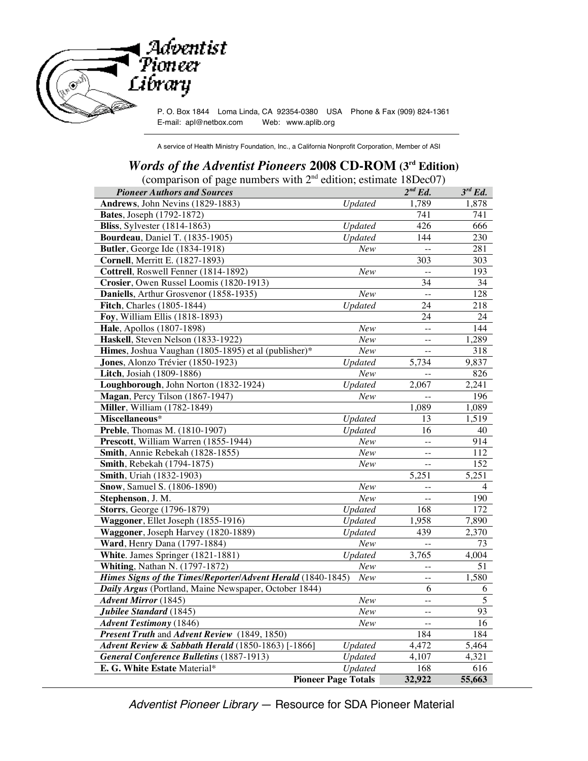Adventist Pioneer Library

P. O. Box 1844 Loma Linda, CA 92354-0380 USA Phone & Fax (909) 824-1361
E-mail: apl@netbox.com Web: www.aplib.org

A service of Health Ministry Foundation, Inc., a California Nonprofit Corporation, Member of ASI

## *Words of the Adventist Pioneers* 2008 CD-ROM (3rd Edition)

(comparison of page numbers with 2nd edition; estimate 18Dec07)

| *Pioneer Authors and Sources* | | *2nd Ed.* | *3rd Ed.* |
|---|---|---|---|
| **Andrews**, John Nevins (1829-1883) | *Updated* | 1,789 | 1,878 |
| **Bates**, Joseph (1792-1872) | | 741 | 741 |
| **Bliss**, Sylvester (1814-1863) | *Updated* | 426 | 666 |
| **Bourdeau**, Daniel T. (1835-1905) | *Updated* | 144 | 230 |
| **Butler**, George Ide (1834-1918) | *New* | -- | 281 |
| **Cornell**, Merritt E. (1827-1893) | | 303 | 303 |
| **Cottrell**, Roswell Fenner (1814-1892) | *New* | -- | 193 |
| **Crosier**, Owen Russel Loomis (1820-1913) | | 34 | 34 |
| **Daniells**, Arthur Grosvenor (1858-1935) | *New* | -- | 128 |
| **Fitch**, Charles (1805-1844) | *Updated* | 24 | 218 |
| **Foy**, William Ellis (1818-1893) | | 24 | 24 |
| **Hale**, Apollos (1807-1898) | *New* | -- | 144 |
| **Haskell**, Steven Nelson (1833-1922) | *New* | -- | 1,289 |
| **Himes**, Joshua Vaughan (1805-1895) et al (publisher)* | *New* | -- | 318 |
| **Jones**, Alonzo Trévier (1850-1923) | *Updated* | 5,734 | 9,837 |
| **Litch**, Josiah (1809-1886) | *New* | -- | 826 |
| **Loughborough**, John Norton (1832-1924) | *Updated* | 2,067 | 2,241 |
| **Magan**, Percy Tilson (1867-1947) | *New* | -- | 196 |
| **Miller**, William (1782-1849) | | 1,089 | 1,089 |
| **Miscellaneous*** | *Updated* | 13 | 1,519 |
| **Preble**, Thomas M. (1810-1907) | *Updated* | 16 | 40 |
| **Prescott**, William Warren (1855-1944) | *New* | -- | 914 |
| **Smith**, Annie Rebekah (1828-1855) | *New* | -- | 112 |
| **Smith**, Rebekah (1794-1875) | *New* | -- | 152 |
| **Smith**, Uriah (1832-1903) | | 5,251 | 5,251 |
| **Snow**, Samuel S. (1806-1890) | *New* | -- | 4 |
| **Stephenson**, J. M. | *New* | -- | 190 |
| **Storrs**, George (1796-1879) | *Updated* | 168 | 172 |
| **Waggoner**, Ellet Joseph (1855-1916) | *Updated* | 1,958 | 7,890 |
| **Waggoner**, Joseph Harvey (1820-1889) | *Updated* | 439 | 2,370 |
| **Ward**, Henry Dana (1797-1884) | *New* | -- | 73 |
| **White**. James Springer (1821-1881) | *Updated* | 3,765 | 4,004 |
| **Whiting**, Nathan N. (1797-1872) | *New* | -- | 51 |
| ***Himes Signs of the Times/Reporter/Advent Herald*** (1840-1845) | *New* | -- | 1,580 |
| ***Daily Argus*** (Portland, Maine Newspaper, October 1844) | | 6 | 6 |
| ***Advent Mirror*** (1845) | *New* | -- | 5 |
| ***Jubilee Standard*** (1845) | *New* | -- | 93 |
| ***Advent Testimony*** (1846) | *New* | -- | 16 |
| ***Present Truth*** and ***Advent Review*** (1849, 1850) | | 184 | 184 |
| ***Advent Review & Sabbath Herald*** (1850-1863) [-1866] | *Updated* | 4,472 | 5,464 |
| ***General Conference Bulletins*** (1887-1913) | *Updated* | 4,107 | 4,321 |
| **E. G. White Estate** Material* | *Updated* | 168 | 616 |
| | **Pioneer Page Totals** | **32,922** | **55,663** |

*Adventist Pioneer Library* — Resource for SDA Pioneer Material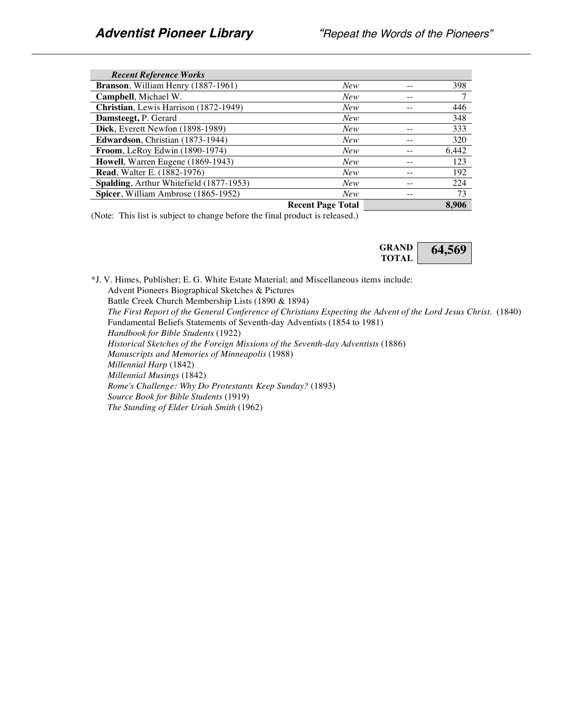| *Recent Reference Works* | | | |
|---|---|---|---|
| **Branson**, William Henry (1887-1961) | *New* | -- | 398 |
| **Campbell**, Michael W. | *New* | -- | 7 |
| **Christian**, Lewis Harrison (1872-1949) | *New* | -- | 446 |
| **Damsteegt,** P. Gerard | *New* | | 348 |
| **Dick**, Everett Newfon (1898-1989) | *New* | -- | 333 |
| **Edwardson**, Christian (1873-1944) | *New* | -- | 320 |
| **Froom**, LeRoy Edwin (1890-1974) | *New* | -- | 6,442 |
| **Howell**, Warren Eugene (1869-1943) | *New* | -- | 123 |
| **Read**, Walter E. (1882-1976) | *New* | -- | 192 |
| **Spalding**, Arthur Whitefield (1877-1953) | *New* | -- | 224 |
| **Spicer**, William Ambrose (1865-1952) | *New* | -- | 73 |
| | **Recent Page Total** | | **8,906** |

(Note: This list is subject to change before the final product is released.)

**GRAND TOTAL** **64,569**

*J. V. Himes, Publisher; E. G. White Estate Material; and Miscellaneous items include:

- Advent Pioneers Biographical Sketches & Pictures
- Battle Creek Church Membership Lists (1890 & 1894)
- *The First Report of the General Conference of Christians Expecting the Advent of the Lord Jesus Christ.* (1840)
- Fundamental Beliefs Statements of Seventh-day Adventists (1854 to 1981)
- *Handbook for Bible Students* (1922)
- *Historical Sketches of the Foreign Missions of the Seventh-day Adventists* (1886)
- *Manuscripts and Memories of Minneapolis* (1988)
- *Millennial Harp* (1842)
- *Millennial Musings* (1842)
- *Rome's Challenge: Why Do Protestants Keep Sunday?* (1893)
- *Source Book for Bible Students* (1919)
- *The Standing of Elder Uriah Smith* (1962)